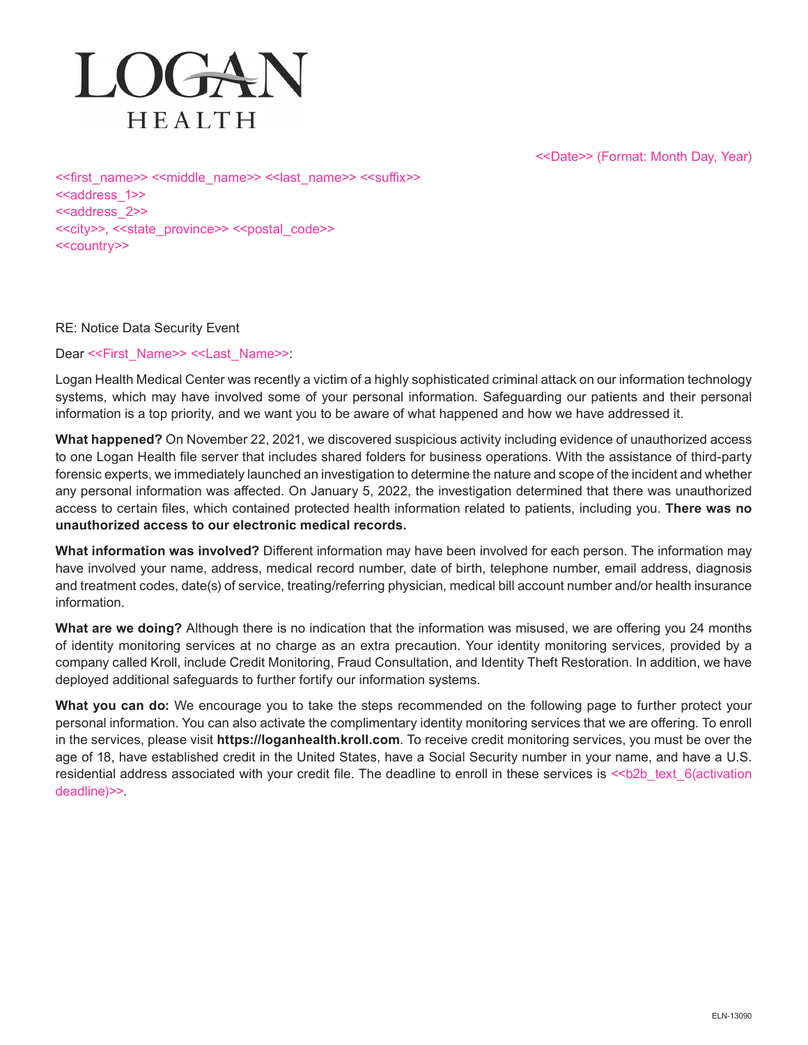LOGAN HEALTH

<<Date>> (Format: Month Day, Year)

<<first_name>> <<middle_name>> <<last_name>> <<suffix>>
<<address_1>>
<<address_2>>
<<city>>, <<state_province>> <<postal_code>>
<<country>>

RE: Notice Data Security Event

Dear <<First_Name>> <<Last_Name>>:

Logan Health Medical Center was recently a victim of a highly sophisticated criminal attack on our information technology systems, which may have involved some of your personal information. Safeguarding our patients and their personal information is a top priority, and we want you to be aware of what happened and how we have addressed it.

**What happened?** On November 22, 2021, we discovered suspicious activity including evidence of unauthorized access to one Logan Health file server that includes shared folders for business operations. With the assistance of third-party forensic experts, we immediately launched an investigation to determine the nature and scope of the incident and whether any personal information was affected. On January 5, 2022, the investigation determined that there was unauthorized access to certain files, which contained protected health information related to patients, including you. **There was no unauthorized access to our electronic medical records.**

**What information was involved?** Different information may have been involved for each person. The information may have involved your name, address, medical record number, date of birth, telephone number, email address, diagnosis and treatment codes, date(s) of service, treating/referring physician, medical bill account number and/or health insurance information.

**What are we doing?** Although there is no indication that the information was misused, we are offering you 24 months of identity monitoring services at no charge as an extra precaution. Your identity monitoring services, provided by a company called Kroll, include Credit Monitoring, Fraud Consultation, and Identity Theft Restoration. In addition, we have deployed additional safeguards to further fortify our information systems.

**What you can do:** We encourage you to take the steps recommended on the following page to further protect your personal information. You can also activate the complimentary identity monitoring services that we are offering. To enroll in the services, please visit **https://loganhealth.kroll.com**. To receive credit monitoring services, you must be over the age of 18, have established credit in the United States, have a Social Security number in your name, and have a U.S. residential address associated with your credit file. The deadline to enroll in these services is <<b2b_text_6(activation deadline)>>.

ELN-13090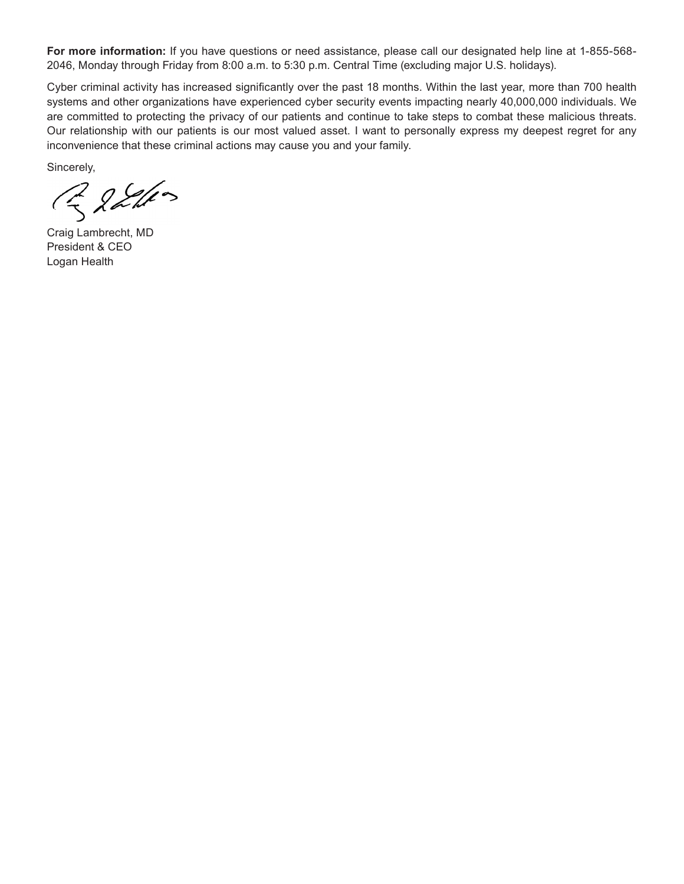**For more information:** If you have questions or need assistance, please call our designated help line at 1-855-568-2046, Monday through Friday from 8:00 a.m. to 5:30 p.m. Central Time (excluding major U.S. holidays).

Cyber criminal activity has increased significantly over the past 18 months. Within the last year, more than 700 health systems and other organizations have experienced cyber security events impacting nearly 40,000,000 individuals. We are committed to protecting the privacy of our patients and continue to take steps to combat these malicious threats. Our relationship with our patients is our most valued asset. I want to personally express my deepest regret for any inconvenience that these criminal actions may cause you and your family.

Sincerely,

Craig Lambrecht, MD
President & CEO
Logan Health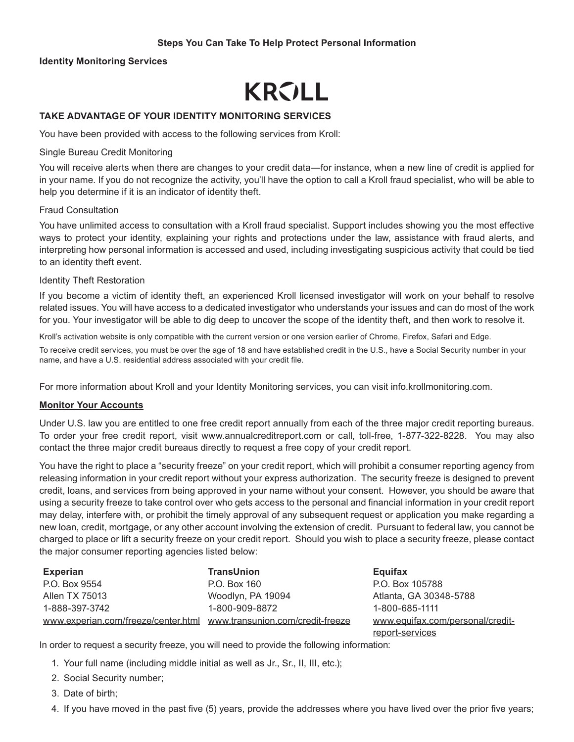**Steps You Can Take To Help Protect Personal Information**

**Identity Monitoring Services**

KROLL

**TAKE ADVANTAGE OF YOUR IDENTITY MONITORING SERVICES**

You have been provided with access to the following services from Kroll:

Single Bureau Credit Monitoring

You will receive alerts when there are changes to your credit data—for instance, when a new line of credit is applied for in your name. If you do not recognize the activity, you'll have the option to call a Kroll fraud specialist, who will be able to help you determine if it is an indicator of identity theft.

Fraud Consultation

You have unlimited access to consultation with a Kroll fraud specialist. Support includes showing you the most effective ways to protect your identity, explaining your rights and protections under the law, assistance with fraud alerts, and interpreting how personal information is accessed and used, including investigating suspicious activity that could be tied to an identity theft event.

Identity Theft Restoration

If you become a victim of identity theft, an experienced Kroll licensed investigator will work on your behalf to resolve related issues. You will have access to a dedicated investigator who understands your issues and can do most of the work for you. Your investigator will be able to dig deep to uncover the scope of the identity theft, and then work to resolve it.

Kroll's activation website is only compatible with the current version or one version earlier of Chrome, Firefox, Safari and Edge.

To receive credit services, you must be over the age of 18 and have established credit in the U.S., have a Social Security number in your name, and have a U.S. residential address associated with your credit file.

For more information about Kroll and your Identity Monitoring services, you can visit info.krollmonitoring.com.

**Monitor Your Accounts**

Under U.S. law you are entitled to one free credit report annually from each of the three major credit reporting bureaus. To order your free credit report, visit www.annualcreditreport.com or call, toll-free, 1-877-322-8228. You may also contact the three major credit bureaus directly to request a free copy of your credit report.

You have the right to place a "security freeze" on your credit report, which will prohibit a consumer reporting agency from releasing information in your credit report without your express authorization. The security freeze is designed to prevent credit, loans, and services from being approved in your name without your consent. However, you should be aware that using a security freeze to take control over who gets access to the personal and financial information in your credit report may delay, interfere with, or prohibit the timely approval of any subsequent request or application you make regarding a new loan, credit, mortgage, or any other account involving the extension of credit. Pursuant to federal law, you cannot be charged to place or lift a security freeze on your credit report. Should you wish to place a security freeze, please contact the major consumer reporting agencies listed below:

| Experian | TransUnion | Equifax |
|---|---|---|
| P.O. Box 9554 | P.O. Box 160 | P.O. Box 105788 |
| Allen TX 75013 | Woodlyn, PA 19094 | Atlanta, GA 30348-5788 |
| 1-888-397-3742 | 1-800-909-8872 | 1-800-685-1111 |
| www.experian.com/freeze/center.html | www.transunion.com/credit-freeze | www.equifax.com/personal/credit-report-services |

In order to request a security freeze, you will need to provide the following information:

1. Your full name (including middle initial as well as Jr., Sr., II, III, etc.);
2. Social Security number;
3. Date of birth;
4. If you have moved in the past five (5) years, provide the addresses where you have lived over the prior five years;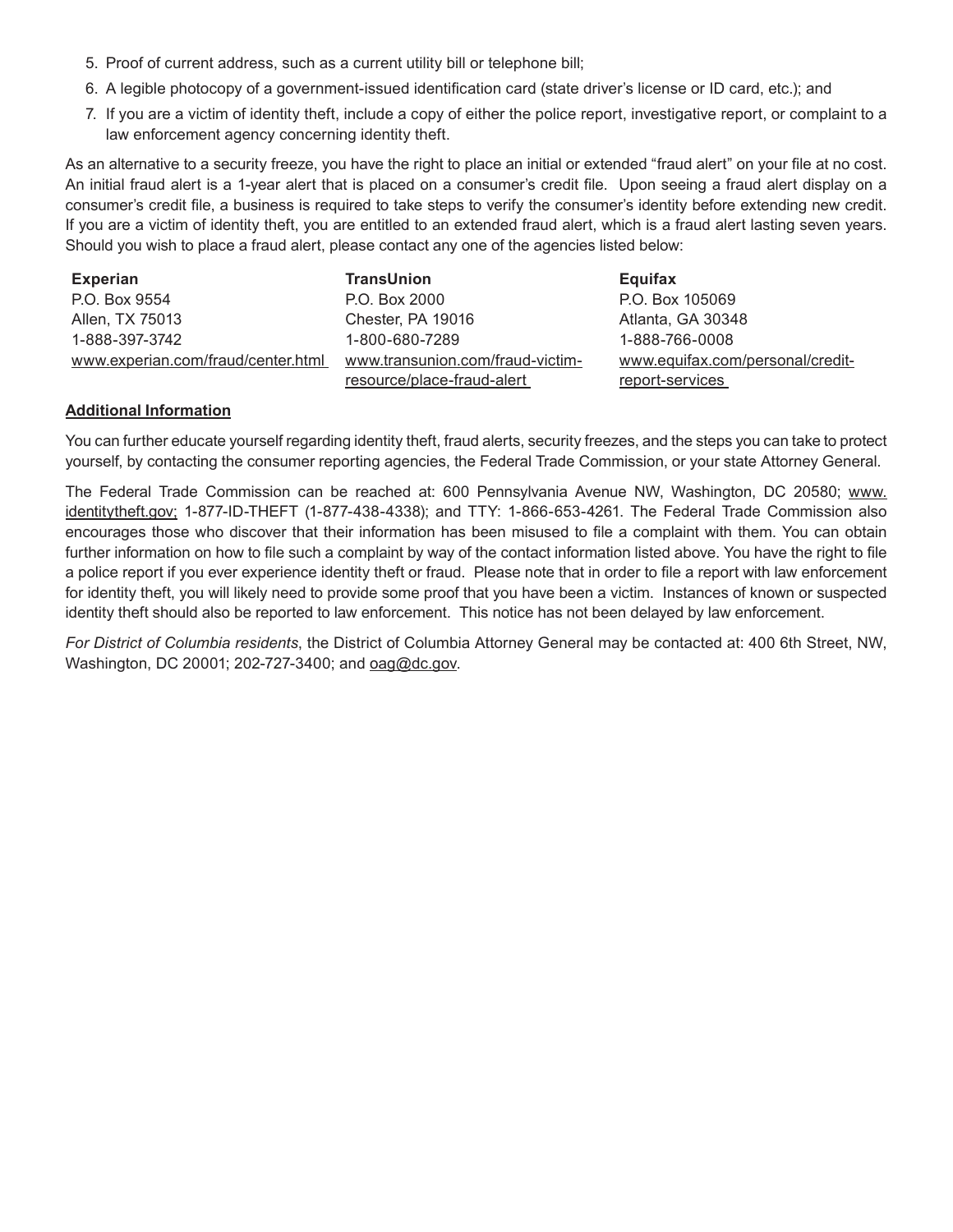5. Proof of current address, such as a current utility bill or telephone bill;
6. A legible photocopy of a government-issued identification card (state driver's license or ID card, etc.); and
7. If you are a victim of identity theft, include a copy of either the police report, investigative report, or complaint to a law enforcement agency concerning identity theft.

As an alternative to a security freeze, you have the right to place an initial or extended "fraud alert" on your file at no cost. An initial fraud alert is a 1-year alert that is placed on a consumer's credit file. Upon seeing a fraud alert display on a consumer's credit file, a business is required to take steps to verify the consumer's identity before extending new credit. If you are a victim of identity theft, you are entitled to an extended fraud alert, which is a fraud alert lasting seven years. Should you wish to place a fraud alert, please contact any one of the agencies listed below:

| **Experian** | **TransUnion** | **Equifax** |
| --- | --- | --- |
| P.O. Box 9554 | P.O. Box 2000 | P.O. Box 105069 |
| Allen, TX 75013 | Chester, PA 19016 | Atlanta, GA 30348 |
| 1-888-397-3742 | 1-800-680-7289 | 1-888-766-0008 |
| www.experian.com/fraud/center.html | www.transunion.com/fraud-victim-resource/place-fraud-alert | www.equifax.com/personal/credit-report-services |

**Additional Information**

You can further educate yourself regarding identity theft, fraud alerts, security freezes, and the steps you can take to protect yourself, by contacting the consumer reporting agencies, the Federal Trade Commission, or your state Attorney General.

The Federal Trade Commission can be reached at: 600 Pennsylvania Avenue NW, Washington, DC 20580; www.identitytheft.gov; 1-877-ID-THEFT (1-877-438-4338); and TTY: 1-866-653-4261. The Federal Trade Commission also encourages those who discover that their information has been misused to file a complaint with them. You can obtain further information on how to file such a complaint by way of the contact information listed above. You have the right to file a police report if you ever experience identity theft or fraud. Please note that in order to file a report with law enforcement for identity theft, you will likely need to provide some proof that you have been a victim. Instances of known or suspected identity theft should also be reported to law enforcement. This notice has not been delayed by law enforcement.

*For District of Columbia residents*, the District of Columbia Attorney General may be contacted at: 400 6th Street, NW, Washington, DC 20001; 202-727-3400; and oag@dc.gov.